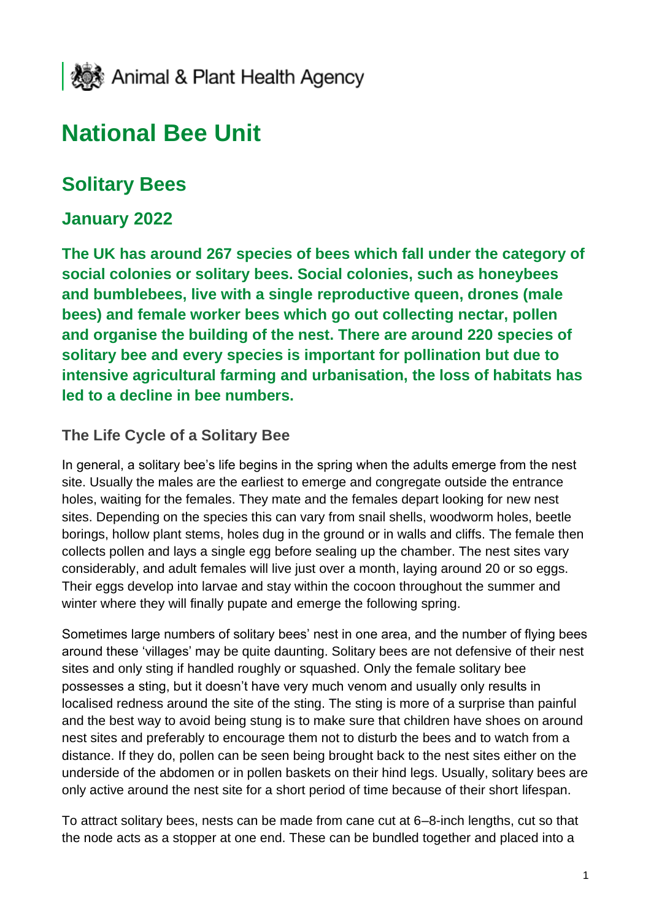Animal & Plant Health Agency

# National Bee Unit

## Solitary Bees

## January 2022

**The UK has around 267 species of bees which fall under the category of social colonies or solitary bees. Social colonies, such as honeybees and bumblebees, live with a single reproductive queen, drones (male bees) and female worker bees which go out collecting nectar, pollen and organise the building of the nest. There are around 220 species of solitary bee and every species is important for pollination but due to intensive agricultural farming and urbanisation, the loss of habitats has led to a decline in bee numbers.**

### The Life Cycle of a Solitary Bee

In general, a solitary bee's life begins in the spring when the adults emerge from the nest site. Usually the males are the earliest to emerge and congregate outside the entrance holes, waiting for the females. They mate and the females depart looking for new nest sites. Depending on the species this can vary from snail shells, woodworm holes, beetle borings, hollow plant stems, holes dug in the ground or in walls and cliffs. The female then collects pollen and lays a single egg before sealing up the chamber. The nest sites vary considerably, and adult females will live just over a month, laying around 20 or so eggs. Their eggs develop into larvae and stay within the cocoon throughout the summer and winter where they will finally pupate and emerge the following spring.

Sometimes large numbers of solitary bees' nest in one area, and the number of flying bees around these 'villages' may be quite daunting. Solitary bees are not defensive of their nest sites and only sting if handled roughly or squashed. Only the female solitary bee possesses a sting, but it doesn't have very much venom and usually only results in localised redness around the site of the sting. The sting is more of a surprise than painful and the best way to avoid being stung is to make sure that children have shoes on around nest sites and preferably to encourage them not to disturb the bees and to watch from a distance. If they do, pollen can be seen being brought back to the nest sites either on the underside of the abdomen or in pollen baskets on their hind legs. Usually, solitary bees are only active around the nest site for a short period of time because of their short lifespan.

To attract solitary bees, nests can be made from cane cut at 6–8-inch lengths, cut so that the node acts as a stopper at one end. These can be bundled together and placed into a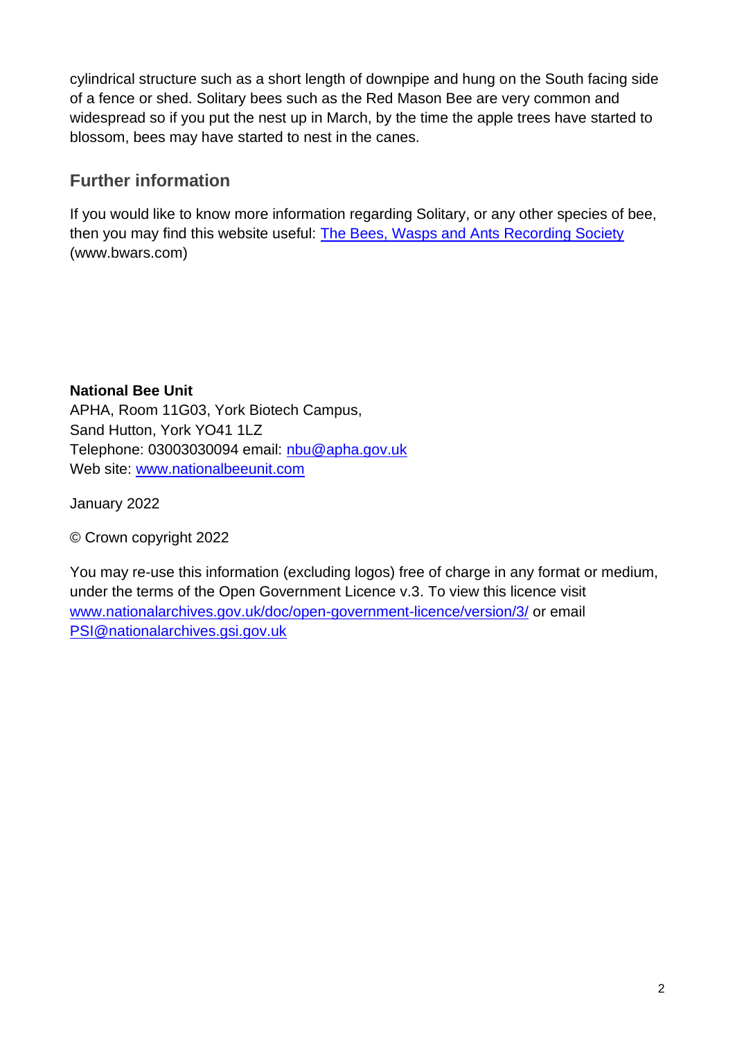cylindrical structure such as a short length of downpipe and hung on the South facing side of a fence or shed. Solitary bees such as the Red Mason Bee are very common and widespread so if you put the nest up in March, by the time the apple trees have started to blossom, bees may have started to nest in the canes.

## Further information

If you would like to know more information regarding Solitary, or any other species of bee, then you may find this website useful: [The Bees, Wasps and Ants Recording Society](http://www.bwars.com) (www.bwars.com)

**National Bee Unit**
APHA, Room 11G03, York Biotech Campus,
Sand Hutton, York YO41 1LZ
Telephone: 03003030094 email: [nbu@apha.gov.uk](mailto:nbu@apha.gov.uk)
Web site: [www.nationalbeeunit.com](http://www.nationalbeeunit.com)

January 2022

© Crown copyright 2022

You may re-use this information (excluding logos) free of charge in any format or medium, under the terms of the Open Government Licence v.3. To view this licence visit [www.nationalarchives.gov.uk/doc/open-government-licence/version/3/](http://www.nationalarchives.gov.uk/doc/open-government-licence/version/3/) or email [PSI@nationalarchives.gsi.gov.uk](mailto:PSI@nationalarchives.gsi.gov.uk)